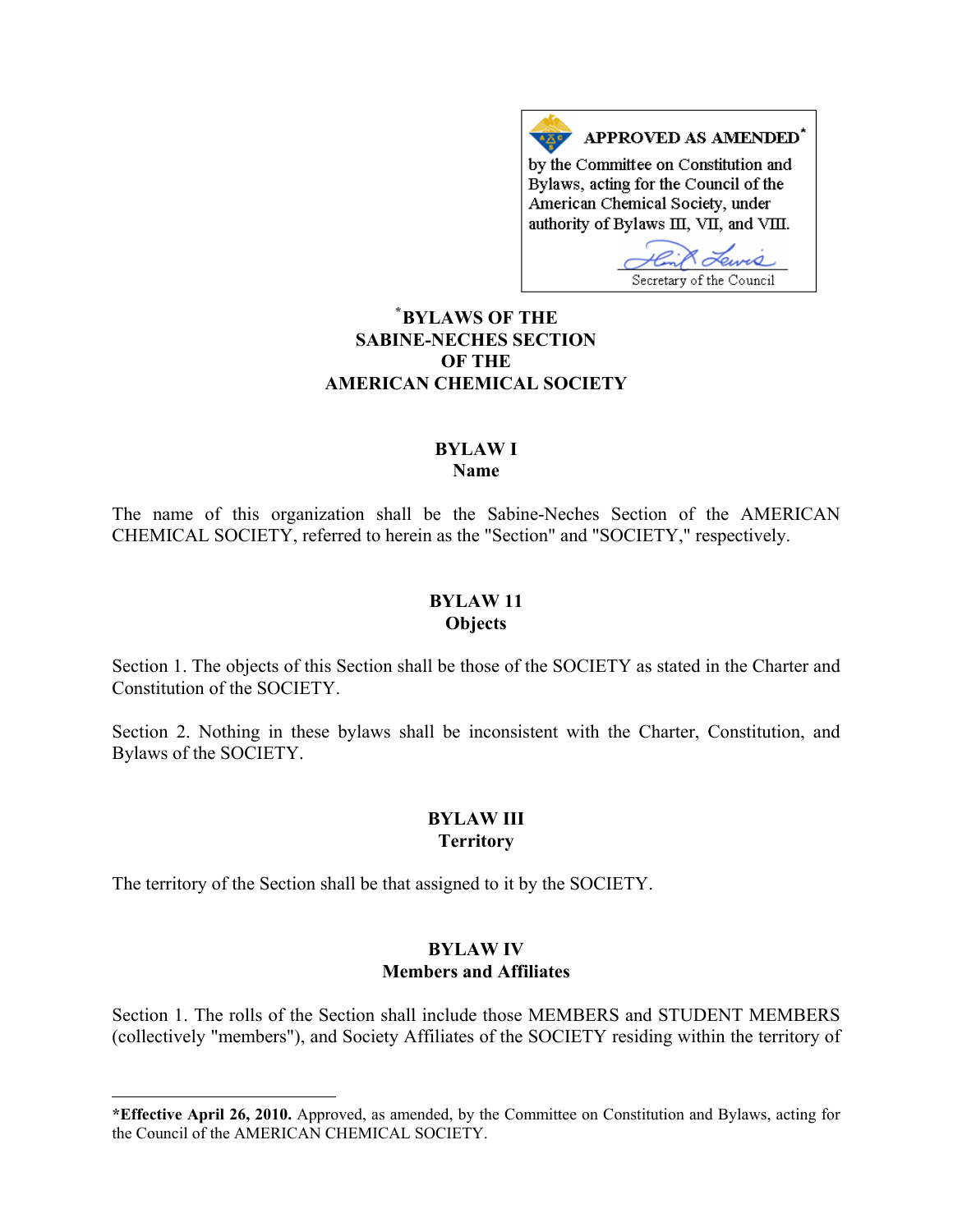**APPROVED AS AMENDED**[*]

by the Committee on Constitution and Bylaws, acting for the Council of the American Chemical Society, under authority of Bylaws III, VII, and VIII.

Secretary of the Council

# [*]BYLAWS OF THE SABINE-NECHES SECTION OF THE AMERICAN CHEMICAL SOCIETY

## BYLAW I
## Name

The name of this organization shall be the Sabine-Neches Section of the AMERICAN CHEMICAL SOCIETY, referred to herein as the "Section" and "SOCIETY," respectively.

## BYLAW 11
## Objects

Section 1. The objects of this Section shall be those of the SOCIETY as stated in the Charter and Constitution of the SOCIETY.

Section 2. Nothing in these bylaws shall be inconsistent with the Charter, Constitution, and Bylaws of the SOCIETY.

## BYLAW III
## Territory

The territory of the Section shall be that assigned to it by the SOCIETY.

## BYLAW IV
## Members and Affiliates

Section 1. The rolls of the Section shall include those MEMBERS and STUDENT MEMBERS (collectively "members"), and Society Affiliates of the SOCIETY residing within the territory of

---

***Effective April 26, 2010.** Approved, as amended, by the Committee on Constitution and Bylaws, acting for the Council of the AMERICAN CHEMICAL SOCIETY.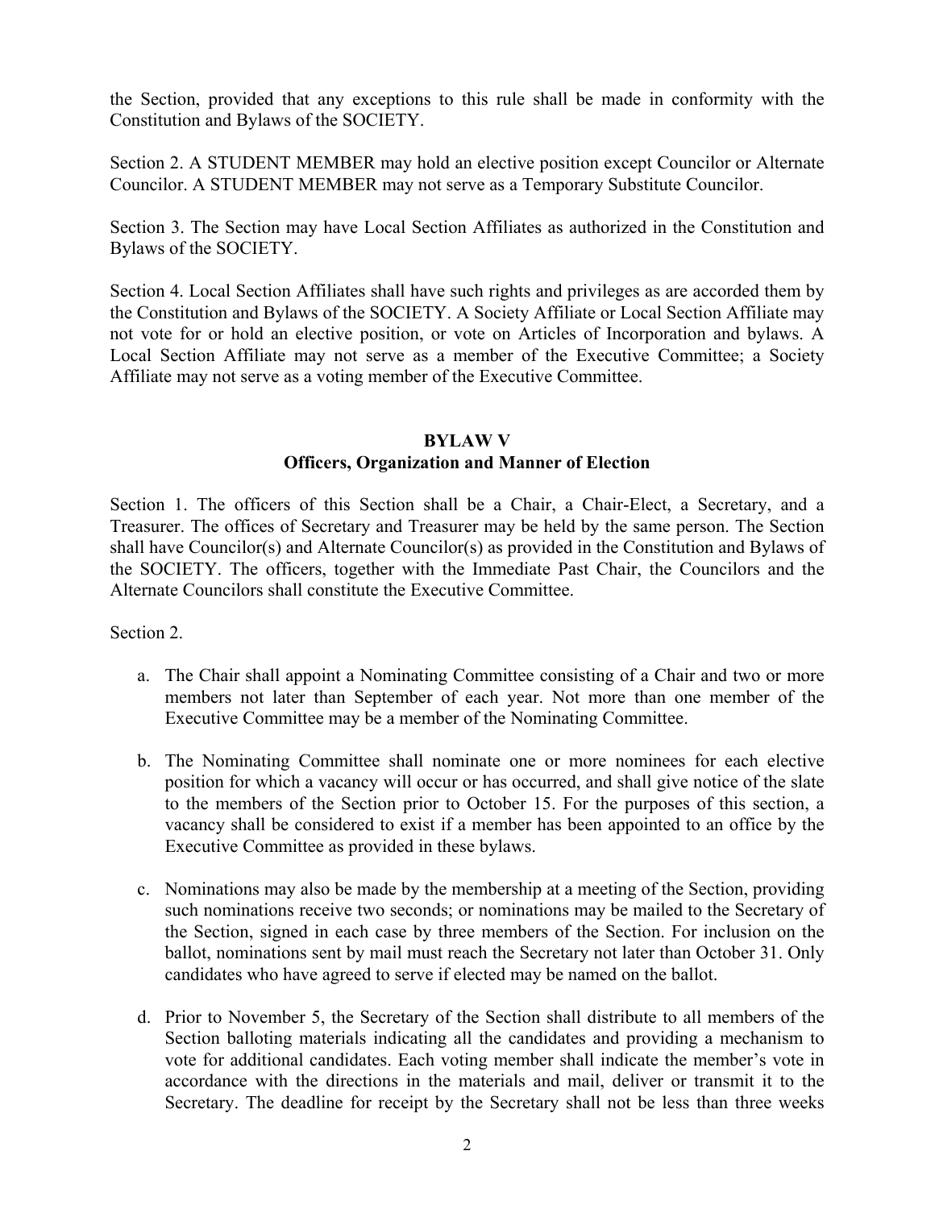the Section, provided that any exceptions to this rule shall be made in conformity with the Constitution and Bylaws of the SOCIETY.

Section 2. A STUDENT MEMBER may hold an elective position except Councilor or Alternate Councilor. A STUDENT MEMBER may not serve as a Temporary Substitute Councilor.

Section 3. The Section may have Local Section Affiliates as authorized in the Constitution and Bylaws of the SOCIETY.

Section 4. Local Section Affiliates shall have such rights and privileges as are accorded them by the Constitution and Bylaws of the SOCIETY. A Society Affiliate or Local Section Affiliate may not vote for or hold an elective position, or vote on Articles of Incorporation and bylaws. A Local Section Affiliate may not serve as a member of the Executive Committee; a Society Affiliate may not serve as a voting member of the Executive Committee.

## BYLAW V
### Officers, Organization and Manner of Election

Section 1. The officers of this Section shall be a Chair, a Chair-Elect, a Secretary, and a Treasurer. The offices of Secretary and Treasurer may be held by the same person. The Section shall have Councilor(s) and Alternate Councilor(s) as provided in the Constitution and Bylaws of the SOCIETY. The officers, together with the Immediate Past Chair, the Councilors and the Alternate Councilors shall constitute the Executive Committee.

Section 2.

a. The Chair shall appoint a Nominating Committee consisting of a Chair and two or more members not later than September of each year. Not more than one member of the Executive Committee may be a member of the Nominating Committee.

b. The Nominating Committee shall nominate one or more nominees for each elective position for which a vacancy will occur or has occurred, and shall give notice of the slate to the members of the Section prior to October 15. For the purposes of this section, a vacancy shall be considered to exist if a member has been appointed to an office by the Executive Committee as provided in these bylaws.

c. Nominations may also be made by the membership at a meeting of the Section, providing such nominations receive two seconds; or nominations may be mailed to the Secretary of the Section, signed in each case by three members of the Section. For inclusion on the ballot, nominations sent by mail must reach the Secretary not later than October 31. Only candidates who have agreed to serve if elected may be named on the ballot.

d. Prior to November 5, the Secretary of the Section shall distribute to all members of the Section balloting materials indicating all the candidates and providing a mechanism to vote for additional candidates. Each voting member shall indicate the member's vote in accordance with the directions in the materials and mail, deliver or transmit it to the Secretary. The deadline for receipt by the Secretary shall not be less than three weeks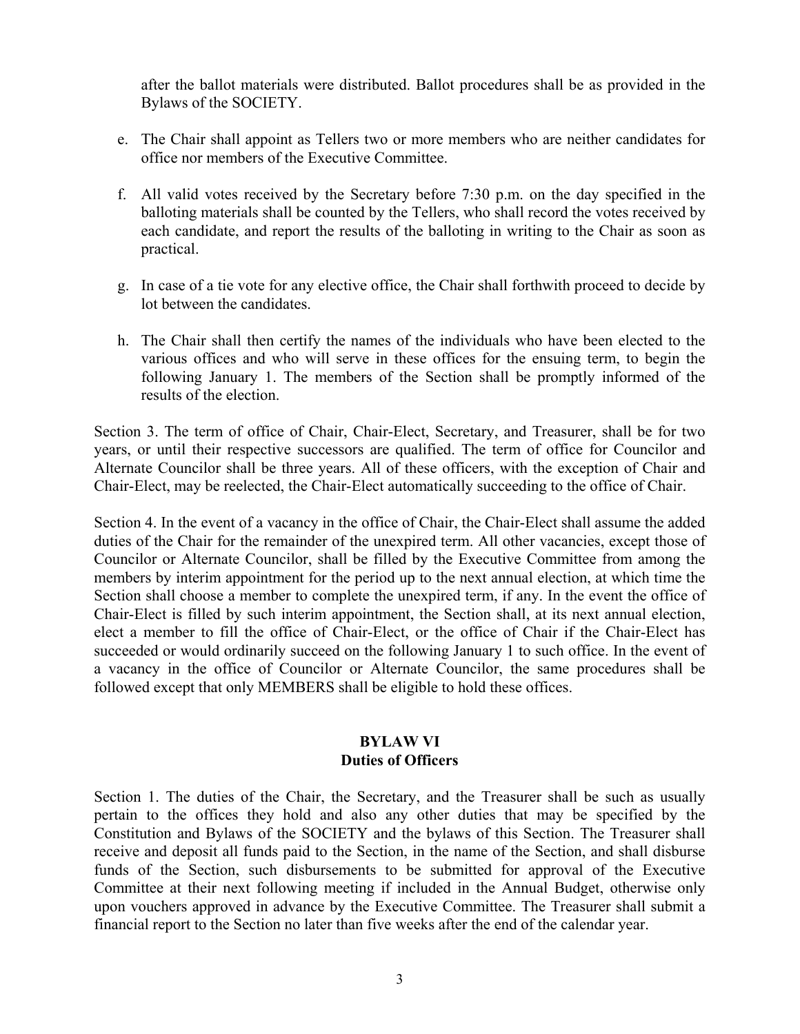after the ballot materials were distributed. Ballot procedures shall be as provided in the Bylaws of the SOCIETY.

e. The Chair shall appoint as Tellers two or more members who are neither candidates for office nor members of the Executive Committee.

f. All valid votes received by the Secretary before 7:30 p.m. on the day specified in the balloting materials shall be counted by the Tellers, who shall record the votes received by each candidate, and report the results of the balloting in writing to the Chair as soon as practical.

g. In case of a tie vote for any elective office, the Chair shall forthwith proceed to decide by lot between the candidates.

h. The Chair shall then certify the names of the individuals who have been elected to the various offices and who will serve in these offices for the ensuing term, to begin the following January 1. The members of the Section shall be promptly informed of the results of the election.

Section 3. The term of office of Chair, Chair-Elect, Secretary, and Treasurer, shall be for two years, or until their respective successors are qualified. The term of office for Councilor and Alternate Councilor shall be three years. All of these officers, with the exception of Chair and Chair-Elect, may be reelected, the Chair-Elect automatically succeeding to the office of Chair.

Section 4. In the event of a vacancy in the office of Chair, the Chair-Elect shall assume the added duties of the Chair for the remainder of the unexpired term. All other vacancies, except those of Councilor or Alternate Councilor, shall be filled by the Executive Committee from among the members by interim appointment for the period up to the next annual election, at which time the Section shall choose a member to complete the unexpired term, if any. In the event the office of Chair-Elect is filled by such interim appointment, the Section shall, at its next annual election, elect a member to fill the office of Chair-Elect, or the office of Chair if the Chair-Elect has succeeded or would ordinarily succeed on the following January 1 to such office. In the event of a vacancy in the office of Councilor or Alternate Councilor, the same procedures shall be followed except that only MEMBERS shall be eligible to hold these offices.

## BYLAW VI
## Duties of Officers

Section 1. The duties of the Chair, the Secretary, and the Treasurer shall be such as usually pertain to the offices they hold and also any other duties that may be specified by the Constitution and Bylaws of the SOCIETY and the bylaws of this Section. The Treasurer shall receive and deposit all funds paid to the Section, in the name of the Section, and shall disburse funds of the Section, such disbursements to be submitted for approval of the Executive Committee at their next following meeting if included in the Annual Budget, otherwise only upon vouchers approved in advance by the Executive Committee. The Treasurer shall submit a financial report to the Section no later than five weeks after the end of the calendar year.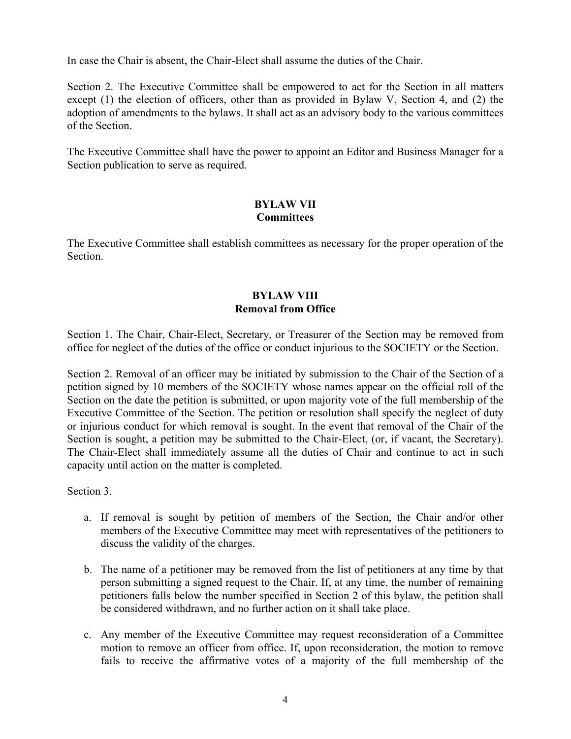In case the Chair is absent, the Chair-Elect shall assume the duties of the Chair.

Section 2. The Executive Committee shall be empowered to act for the Section in all matters except (1) the election of officers, other than as provided in Bylaw V, Section 4, and (2) the adoption of amendments to the bylaws. It shall act as an advisory body to the various committees of the Section.

The Executive Committee shall have the power to appoint an Editor and Business Manager for a Section publication to serve as required.

## BYLAW VII
## Committees

The Executive Committee shall establish committees as necessary for the proper operation of the Section.

## BYLAW VIII
## Removal from Office

Section 1. The Chair, Chair-Elect, Secretary, or Treasurer of the Section may be removed from office for neglect of the duties of the office or conduct injurious to the SOCIETY or the Section.

Section 2. Removal of an officer may be initiated by submission to the Chair of the Section of a petition signed by 10 members of the SOCIETY whose names appear on the official roll of the Section on the date the petition is submitted, or upon majority vote of the full membership of the Executive Committee of the Section. The petition or resolution shall specify the neglect of duty or injurious conduct for which removal is sought. In the event that removal of the Chair of the Section is sought, a petition may be submitted to the Chair-Elect, (or, if vacant, the Secretary). The Chair-Elect shall immediately assume all the duties of Chair and continue to act in such capacity until action on the matter is completed.

Section 3.

a. If removal is sought by petition of members of the Section, the Chair and/or other members of the Executive Committee may meet with representatives of the petitioners to discuss the validity of the charges.

b. The name of a petitioner may be removed from the list of petitioners at any time by that person submitting a signed request to the Chair. If, at any time, the number of remaining petitioners falls below the number specified in Section 2 of this bylaw, the petition shall be considered withdrawn, and no further action on it shall take place.

c. Any member of the Executive Committee may request reconsideration of a Committee motion to remove an officer from office. If, upon reconsideration, the motion to remove fails to receive the affirmative votes of a majority of the full membership of the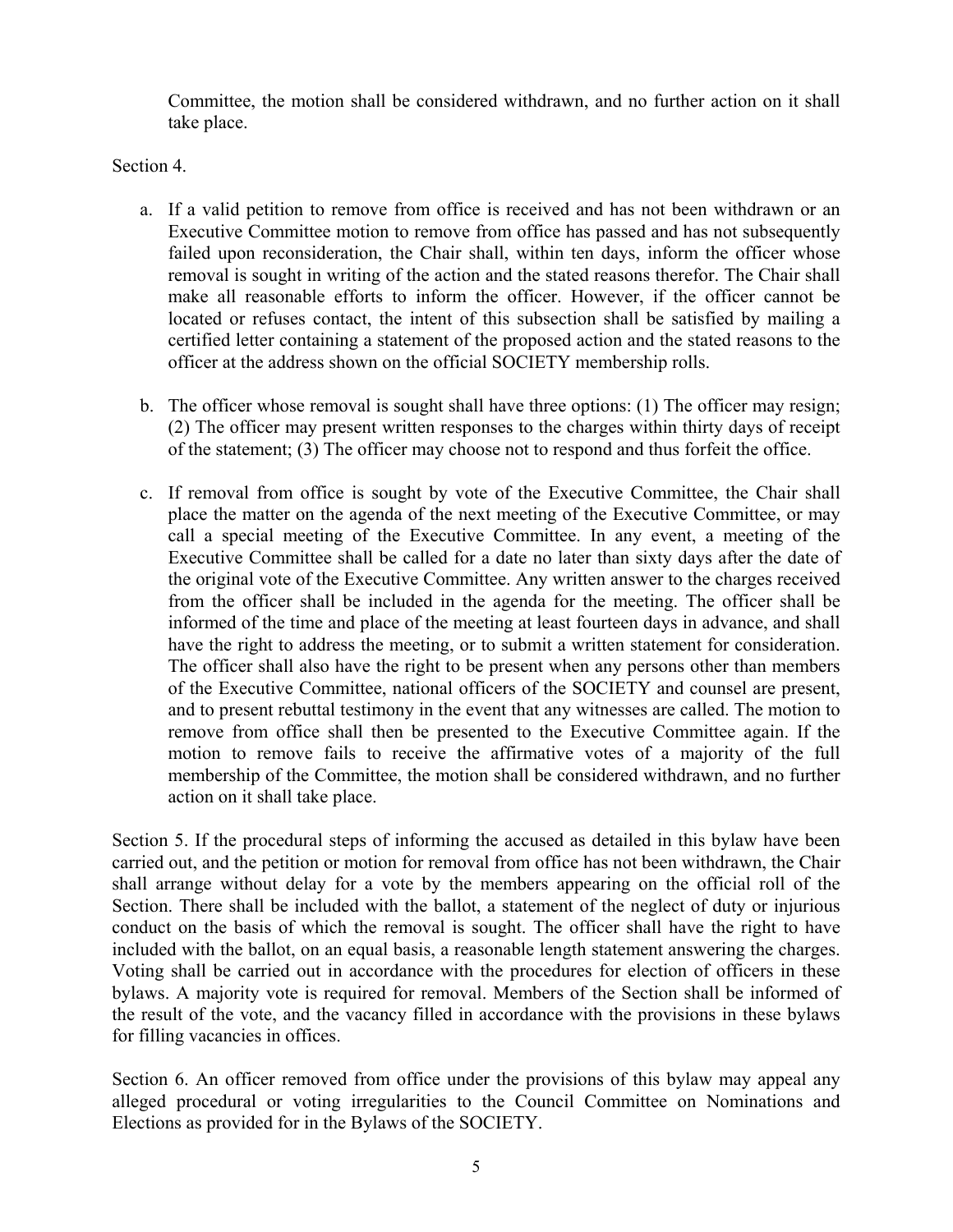Committee, the motion shall be considered withdrawn, and no further action on it shall take place.

Section 4.

a. If a valid petition to remove from office is received and has not been withdrawn or an Executive Committee motion to remove from office has passed and has not subsequently failed upon reconsideration, the Chair shall, within ten days, inform the officer whose removal is sought in writing of the action and the stated reasons therefor. The Chair shall make all reasonable efforts to inform the officer. However, if the officer cannot be located or refuses contact, the intent of this subsection shall be satisfied by mailing a certified letter containing a statement of the proposed action and the stated reasons to the officer at the address shown on the official SOCIETY membership rolls.

b. The officer whose removal is sought shall have three options: (1) The officer may resign; (2) The officer may present written responses to the charges within thirty days of receipt of the statement; (3) The officer may choose not to respond and thus forfeit the office.

c. If removal from office is sought by vote of the Executive Committee, the Chair shall place the matter on the agenda of the next meeting of the Executive Committee, or may call a special meeting of the Executive Committee. In any event, a meeting of the Executive Committee shall be called for a date no later than sixty days after the date of the original vote of the Executive Committee. Any written answer to the charges received from the officer shall be included in the agenda for the meeting. The officer shall be informed of the time and place of the meeting at least fourteen days in advance, and shall have the right to address the meeting, or to submit a written statement for consideration. The officer shall also have the right to be present when any persons other than members of the Executive Committee, national officers of the SOCIETY and counsel are present, and to present rebuttal testimony in the event that any witnesses are called. The motion to remove from office shall then be presented to the Executive Committee again. If the motion to remove fails to receive the affirmative votes of a majority of the full membership of the Committee, the motion shall be considered withdrawn, and no further action on it shall take place.

Section 5. If the procedural steps of informing the accused as detailed in this bylaw have been carried out, and the petition or motion for removal from office has not been withdrawn, the Chair shall arrange without delay for a vote by the members appearing on the official roll of the Section. There shall be included with the ballot, a statement of the neglect of duty or injurious conduct on the basis of which the removal is sought. The officer shall have the right to have included with the ballot, on an equal basis, a reasonable length statement answering the charges. Voting shall be carried out in accordance with the procedures for election of officers in these bylaws. A majority vote is required for removal. Members of the Section shall be informed of the result of the vote, and the vacancy filled in accordance with the provisions in these bylaws for filling vacancies in offices.

Section 6. An officer removed from office under the provisions of this bylaw may appeal any alleged procedural or voting irregularities to the Council Committee on Nominations and Elections as provided for in the Bylaws of the SOCIETY.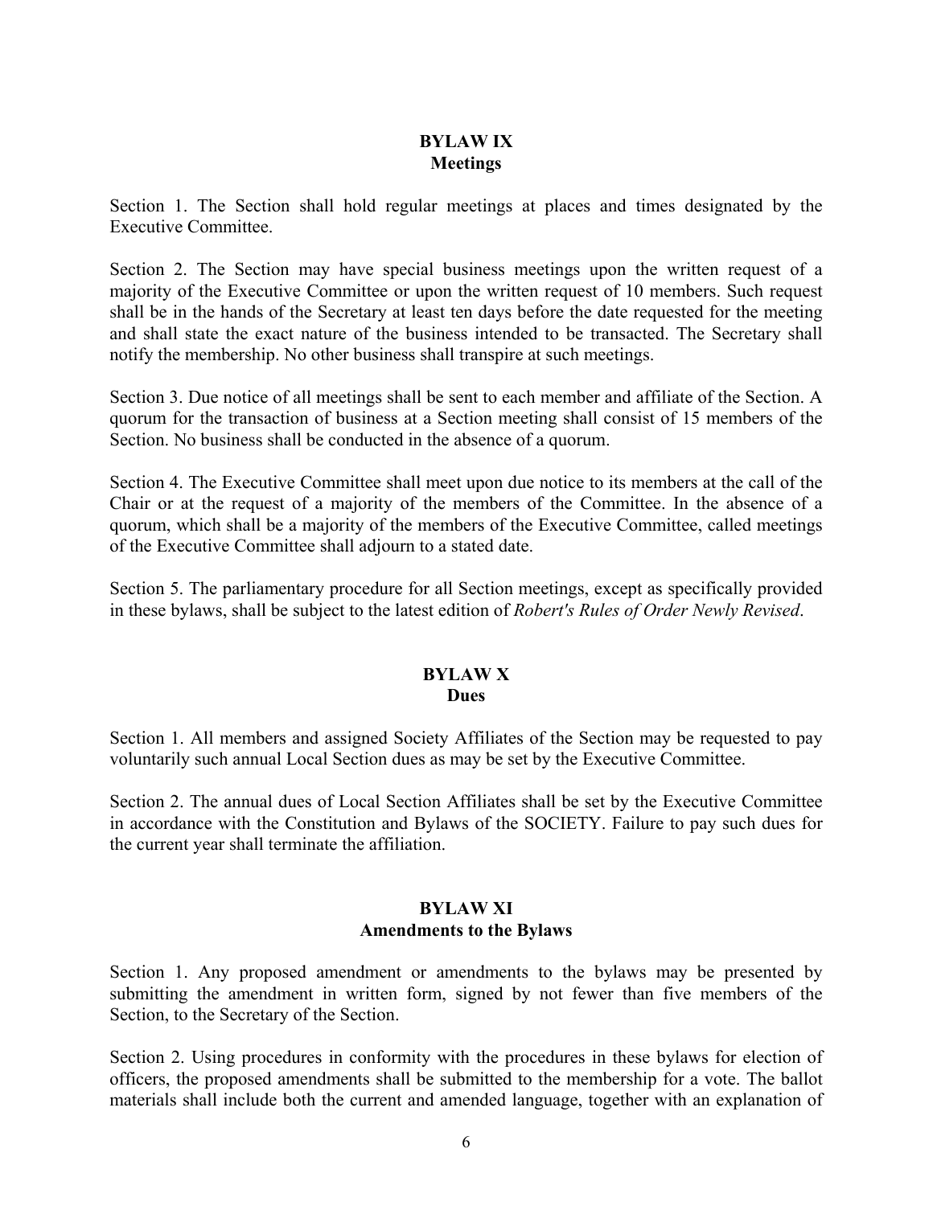## BYLAW IX
## Meetings

Section 1. The Section shall hold regular meetings at places and times designated by the Executive Committee.

Section 2. The Section may have special business meetings upon the written request of a majority of the Executive Committee or upon the written request of 10 members. Such request shall be in the hands of the Secretary at least ten days before the date requested for the meeting and shall state the exact nature of the business intended to be transacted. The Secretary shall notify the membership. No other business shall transpire at such meetings.

Section 3. Due notice of all meetings shall be sent to each member and affiliate of the Section. A quorum for the transaction of business at a Section meeting shall consist of 15 members of the Section. No business shall be conducted in the absence of a quorum.

Section 4. The Executive Committee shall meet upon due notice to its members at the call of the Chair or at the request of a majority of the members of the Committee. In the absence of a quorum, which shall be a majority of the members of the Executive Committee, called meetings of the Executive Committee shall adjourn to a stated date.

Section 5. The parliamentary procedure for all Section meetings, except as specifically provided in these bylaws, shall be subject to the latest edition of *Robert's Rules of Order Newly Revised*.

## BYLAW X
## Dues

Section 1. All members and assigned Society Affiliates of the Section may be requested to pay voluntarily such annual Local Section dues as may be set by the Executive Committee.

Section 2. The annual dues of Local Section Affiliates shall be set by the Executive Committee in accordance with the Constitution and Bylaws of the SOCIETY. Failure to pay such dues for the current year shall terminate the affiliation.

## BYLAW XI
## Amendments to the Bylaws

Section 1. Any proposed amendment or amendments to the bylaws may be presented by submitting the amendment in written form, signed by not fewer than five members of the Section, to the Secretary of the Section.

Section 2. Using procedures in conformity with the procedures in these bylaws for election of officers, the proposed amendments shall be submitted to the membership for a vote. The ballot materials shall include both the current and amended language, together with an explanation of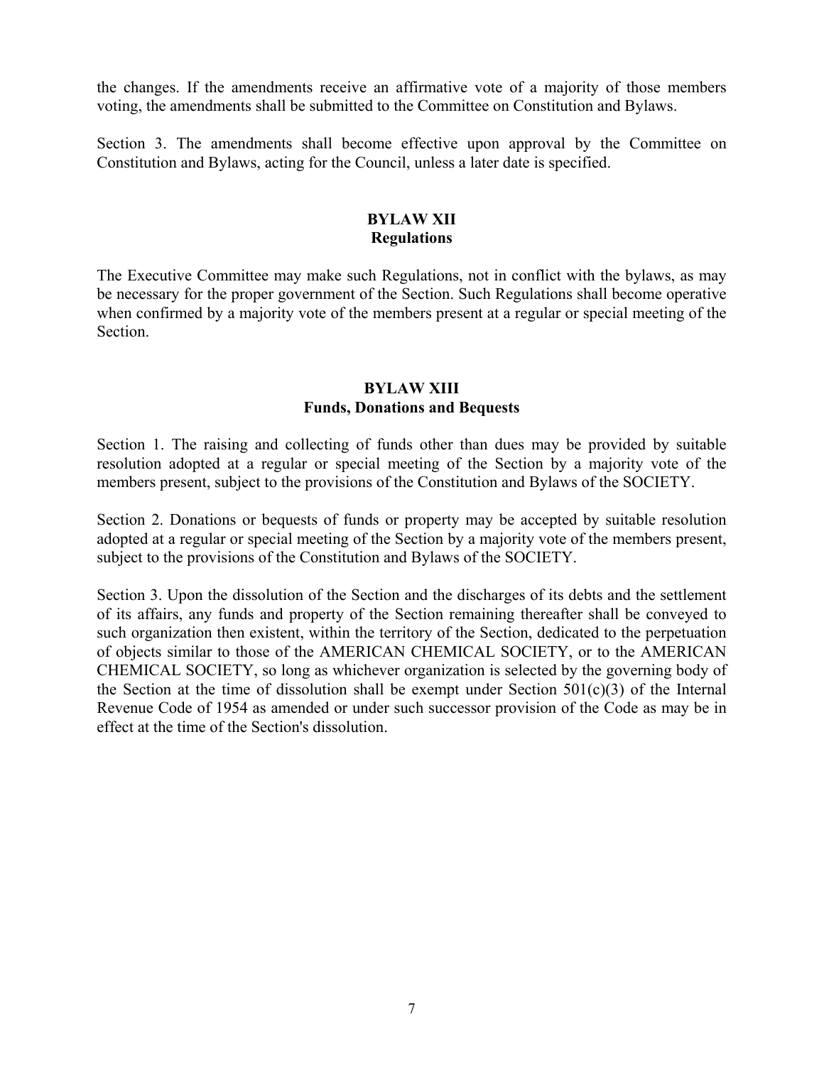the changes. If the amendments receive an affirmative vote of a majority of those members voting, the amendments shall be submitted to the Committee on Constitution and Bylaws.

Section 3. The amendments shall become effective upon approval by the Committee on Constitution and Bylaws, acting for the Council, unless a later date is specified.

## BYLAW XII
## Regulations

The Executive Committee may make such Regulations, not in conflict with the bylaws, as may be necessary for the proper government of the Section. Such Regulations shall become operative when confirmed by a majority vote of the members present at a regular or special meeting of the Section.

## BYLAW XIII
## Funds, Donations and Bequests

Section 1. The raising and collecting of funds other than dues may be provided by suitable resolution adopted at a regular or special meeting of the Section by a majority vote of the members present, subject to the provisions of the Constitution and Bylaws of the SOCIETY.

Section 2. Donations or bequests of funds or property may be accepted by suitable resolution adopted at a regular or special meeting of the Section by a majority vote of the members present, subject to the provisions of the Constitution and Bylaws of the SOCIETY.

Section 3. Upon the dissolution of the Section and the discharges of its debts and the settlement of its affairs, any funds and property of the Section remaining thereafter shall be conveyed to such organization then existent, within the territory of the Section, dedicated to the perpetuation of objects similar to those of the AMERICAN CHEMICAL SOCIETY, or to the AMERICAN CHEMICAL SOCIETY, so long as whichever organization is selected by the governing body of the Section at the time of dissolution shall be exempt under Section 501(c)(3) of the Internal Revenue Code of 1954 as amended or under such successor provision of the Code as may be in effect at the time of the Section's dissolution.